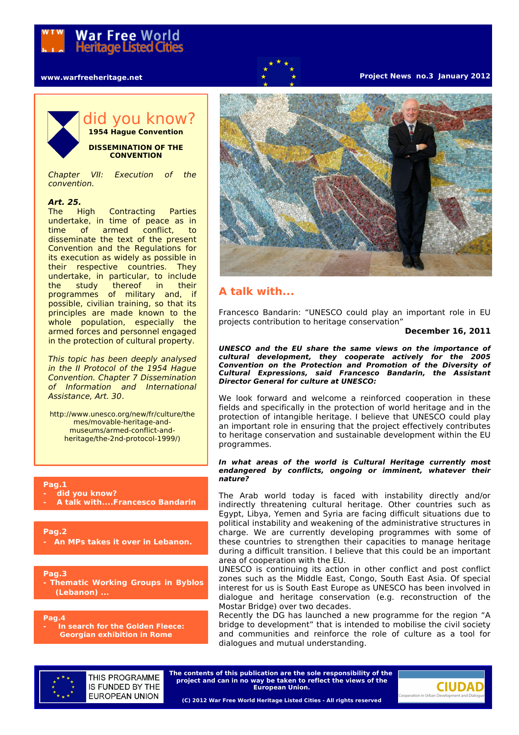# War Free World Heritage Listed Cities

www.warfreeheritage.net

Project News no.3 January 2012

## did you know?

**1954 Hague Convention**

**DISSEMINATION OF THE CONVENTION**

*Chapter VII: Execution of the convention.*

***Art. 25.***
The High Contracting Parties undertake, in time of peace as in time of armed conflict, to disseminate the text of the present Convention and the Regulations for its execution as widely as possible in their respective countries. They undertake, in particular, to include the study thereof in their programmes of military and, if possible, civilian training, so that its principles are made known to the whole population, especially the armed forces and personnel engaged in the protection of cultural property.

*This topic has been deeply analysed in the II Protocol of the 1954 Hague Convention. Chapter 7 Dissemination of Information and International Assistance, Art. 30.*

http://www.unesco.org/new/fr/culture/themes/movable-heritage-and-museums/armed-conflict-and-heritage/the-2nd-protocol-1999/)

**Pag.1**
- **did you know?**
- **A talk with....Francesco Bandarin**

**Pag.2**
- **An MPs takes it over in Lebanon.**

**Pag.3**
- **Thematic Working Groups in Byblos (Lebanon) ...**

**Pag.4**
- **In search for the Golden Fleece: Georgian exhibition in Rome**

## A talk with...

Francesco Bandarin: "UNESCO could play an important role in EU projects contribution to heritage conservation"

**December 16, 2011**

***UNESCO and the EU share the same views on the importance of cultural development, they cooperate actively for the 2005 Convention on the Protection and Promotion of the Diversity of Cultural Expressions, said Francesco Bandarin, the Assistant Director General for culture at UNESCO:***

We look forward and welcome a reinforced cooperation in these fields and specifically in the protection of world heritage and in the protection of intangible heritage. I believe that UNESCO could play an important role in ensuring that the project effectively contributes to heritage conservation and sustainable development within the EU programmes.

***In what areas of the world is Cultural Heritage currently most endangered by conflicts, ongoing or imminent, whatever their nature?***

The Arab world today is faced with instability directly and/or indirectly threatening cultural heritage. Other countries such as Egypt, Libya, Yemen and Syria are facing difficult situations due to political instability and weakening of the administrative structures in charge. We are currently developing programmes with some of these countries to strengthen their capacities to manage heritage during a difficult transition. I believe that this could be an important area of cooperation with the EU.
UNESCO is continuing its action in other conflict and post conflict zones such as the Middle East, Congo, South East Asia. Of special interest for us is South East Europe as UNESCO has been involved in dialogue and heritage conservation (e.g. reconstruction of the Mostar Bridge) over two decades.
Recently the DG has launched a new programme for the region "A bridge to development" that is intended to mobilise the civil society and communities and reinforce the role of culture as a tool for dialogues and mutual understanding.

THIS PROGRAMME IS FUNDED BY THE EUROPEAN UNION

**The contents of this publication are the sole responsibility of the project and can in no way be taken to reflect the views of the European Union.**

**(C) 2012 War Free World Heritage Listed Cities - All rights reserved**

CIUDAD — Cooperation in Urban Development and Dialogue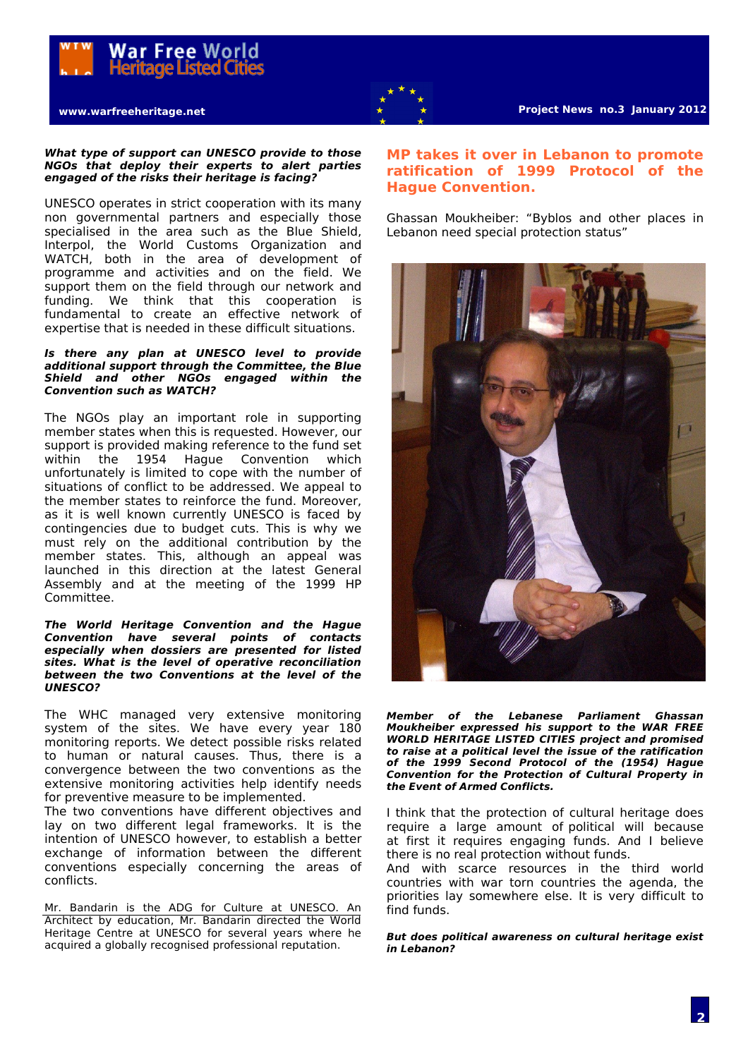***What type of support can UNESCO provide to those NGOs that deploy their experts to alert parties engaged of the risks their heritage is facing?***

UNESCO operates in strict cooperation with its many non governmental partners and especially those specialised in the area such as the Blue Shield, Interpol, the World Customs Organization and WATCH, both in the area of development of programme and activities and on the field. We support them on the field through our network and funding. We think that this cooperation is fundamental to create an effective network of expertise that is needed in these difficult situations.

***Is there any plan at UNESCO level to provide additional support through the Committee, the Blue Shield and other NGOs engaged within the Convention such as WATCH?***

The NGOs play an important role in supporting member states when this is requested. However, our support is provided making reference to the fund set within the 1954 Hague Convention which unfortunately is limited to cope with the number of situations of conflict to be addressed. We appeal to the member states to reinforce the fund. Moreover, as it is well known currently UNESCO is faced by contingencies due to budget cuts. This is why we must rely on the additional contribution by the member states. This, although an appeal was launched in this direction at the latest General Assembly and at the meeting of the 1999 HP Committee.

***The World Heritage Convention and the Hague Convention have several points of contacts especially when dossiers are presented for listed sites. What is the level of operative reconciliation between the two Conventions at the level of the UNESCO?***

The WHC managed very extensive monitoring system of the sites. We have every year 180 monitoring reports. We detect possible risks related to human or natural causes. Thus, there is a convergence between the two conventions as the extensive monitoring activities help identify needs for preventive measure to be implemented.

The two conventions have different objectives and lay on two different legal frameworks. It is the intention of UNESCO however, to establish a better exchange of information between the different conventions especially concerning the areas of conflicts.

Mr. Bandarin is the ADG for Culture at UNESCO. An Architect by education, Mr. Bandarin directed the World Heritage Centre at UNESCO for several years where he acquired a globally recognised professional reputation.

## MP takes it over in Lebanon to promote ratification of 1999 Protocol of the Hague Convention.

Ghassan Moukheiber: “Byblos and other places in Lebanon need special protection status”

***Member of the Lebanese Parliament Ghassan Moukheiber expressed his support to the WAR FREE WORLD HERITAGE LISTED CITIES project and promised to raise at a political level the issue of the ratification of the 1999 Second Protocol of the (1954) Hague Convention for the Protection of Cultural Property in the Event of Armed Conflicts.***

I think that the protection of cultural heritage does require a large amount of political will because at first it requires engaging funds. And I believe there is no real protection without funds.

And with scarce resources in the third world countries with war torn countries the agenda, the priorities lay somewhere else. It is very difficult to find funds.

***But does political awareness on cultural heritage exist in Lebanon?***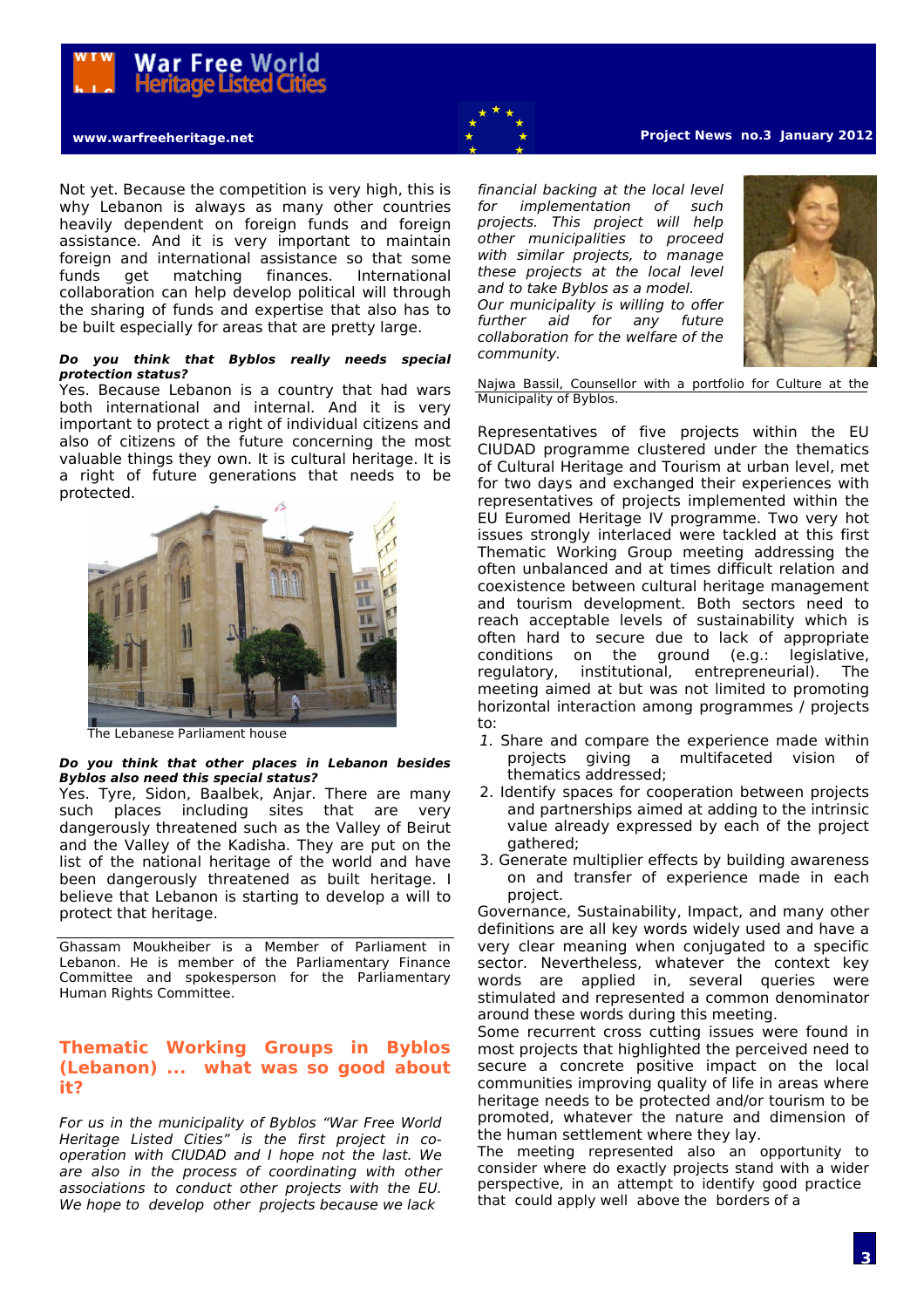Not yet. Because the competition is very high, this is why Lebanon is always as many other countries heavily dependent on foreign funds and foreign assistance. And it is very important to maintain foreign and international assistance so that some funds get matching finances. International collaboration can help develop political will through the sharing of funds and expertise that also has to be built especially for areas that are pretty large.

***Do you think that Byblos really needs special protection status?***

Yes. Because Lebanon is a country that had wars both international and internal. And it is very important to protect a right of individual citizens and also of citizens of the future concerning the most valuable things they own. It is cultural heritage. It is a right of future generations that needs to be protected.

The Lebanese Parliament house

***Do you think that other places in Lebanon besides Byblos also need this special status?***

Yes. Tyre, Sidon, Baalbek, Anjar. There are many such places including sites that are very dangerously threatened such as the Valley of Beirut and the Valley of the Kadisha. They are put on the list of the national heritage of the world and have been dangerously threatened as built heritage. I believe that Lebanon is starting to develop a will to protect that heritage.

Ghassam Moukheiber is a Member of Parliament in Lebanon. He is member of the Parliamentary Finance Committee and spokesperson for the Parliamentary Human Rights Committee.

## Thematic Working Groups in Byblos (Lebanon) ... what was so good about it?

*For us in the municipality of Byblos "War Free World Heritage Listed Cities" is the first project in co-operation with CIUDAD and I hope not the last. We are also in the process of coordinating with other associations to conduct other projects with the EU. We hope to develop other projects because we lack financial backing at the local level for implementation of such projects. This project will help other municipalities to proceed with similar projects, to manage these projects at the local level and to take Byblos as a model.*
*Our municipality is willing to offer further aid for any future collaboration for the welfare of the community.*

Najwa Bassil, Counsellor with a portfolio for Culture at the Municipality of Byblos.

Representatives of five projects within the EU CIUDAD programme clustered under the thematics of Cultural Heritage and Tourism at urban level, met for two days and exchanged their experiences with representatives of projects implemented within the EU Euromed Heritage IV programme. Two very hot issues strongly interlaced were tackled at this first Thematic Working Group meeting addressing the often unbalanced and at times difficult relation and coexistence between cultural heritage management and tourism development. Both sectors need to reach acceptable levels of sustainability which is often hard to secure due to lack of appropriate conditions on the ground (e.g.: legislative, regulatory, institutional, entrepreneurial). The meeting aimed at but was not limited to promoting horizontal interaction among programmes / projects to:

1. Share and compare the experience made within projects giving a multifaceted vision of thematics addressed;
2. Identify spaces for cooperation between projects and partnerships aimed at adding to the intrinsic value already expressed by each of the project gathered;
3. Generate multiplier effects by building awareness on and transfer of experience made in each project.

Governance, Sustainability, Impact, and many other definitions are all key words widely used and have a very clear meaning when conjugated to a specific sector. Nevertheless, whatever the context key words are applied in, several queries were stimulated and represented a common denominator around these words during this meeting.

Some recurrent cross cutting issues were found in most projects that highlighted the perceived need to secure a concrete positive impact on the local communities improving quality of life in areas where heritage needs to be protected and/or tourism to be promoted, whatever the nature and dimension of the human settlement where they lay.

The meeting represented also an opportunity to consider where do exactly projects stand with a wider perspective, in an attempt to identify good practice that could apply well above the borders of a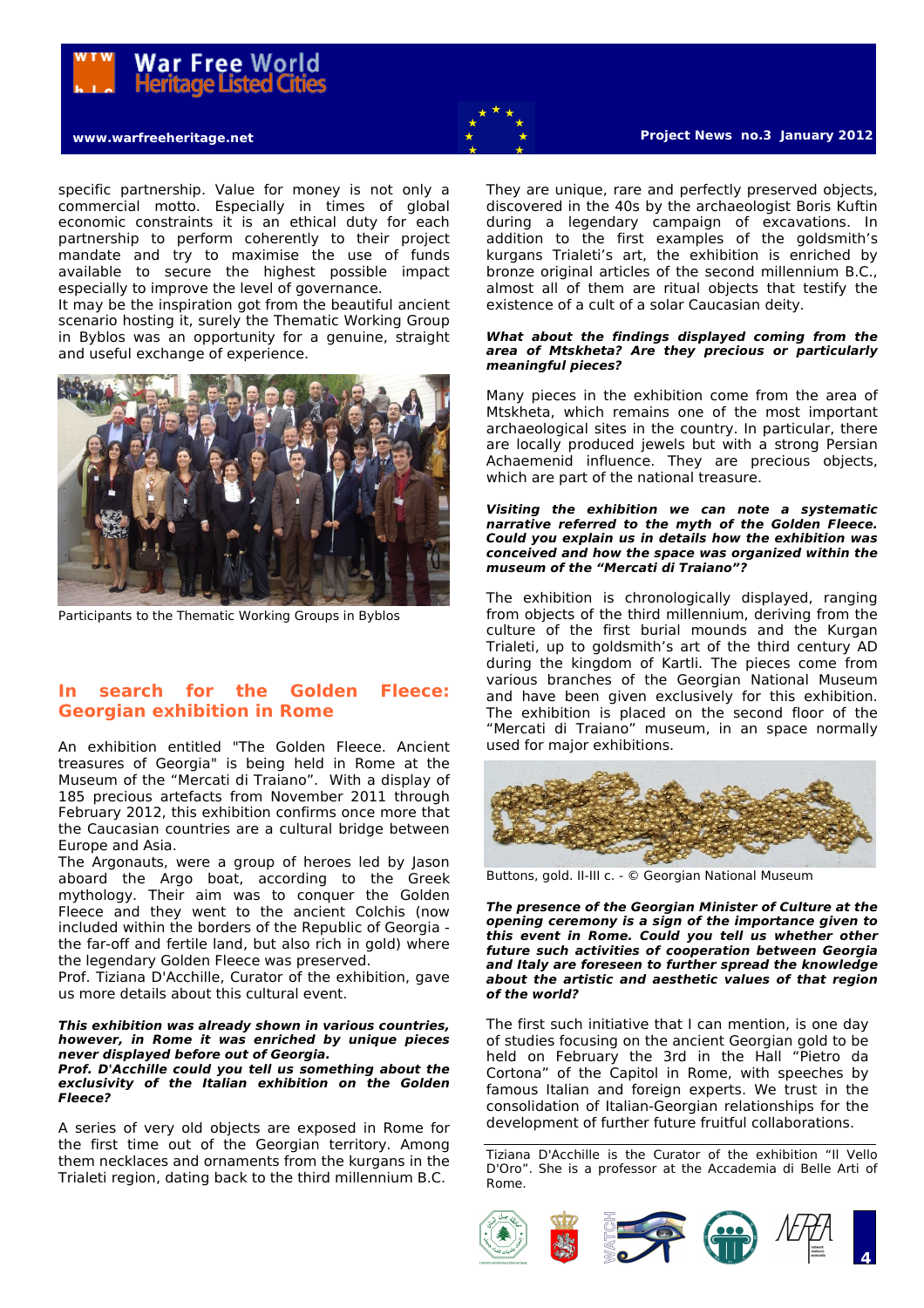specific partnership. Value for money is not only a commercial motto. Especially in times of global economic constraints it is an ethical duty for each partnership to perform coherently to their project mandate and try to maximise the use of funds available to secure the highest possible impact especially to improve the level of governance.

It may be the inspiration got from the beautiful ancient scenario hosting it, surely the Thematic Working Group in Byblos was an opportunity for a genuine, straight and useful exchange of experience.

Participants to the Thematic Working Groups in Byblos

## In search for the Golden Fleece: Georgian exhibition in Rome

An exhibition entitled "The Golden Fleece. Ancient treasures of Georgia" is being held in Rome at the Museum of the “Mercati di Traiano”. With a display of 185 precious artefacts from November 2011 through February 2012, this exhibition confirms once more that the Caucasian countries are a cultural bridge between Europe and Asia.

The Argonauts, were a group of heroes led by Jason aboard the Argo boat, according to the Greek mythology. Their aim was to conquer the Golden Fleece and they went to the ancient Colchis (now included within the borders of the Republic of Georgia - the far-off and fertile land, but also rich in gold) where the legendary Golden Fleece was preserved.

Prof. Tiziana D'Acchille, Curator of the exhibition, gave us more details about this cultural event.

***This exhibition was already shown in various countries, however, in Rome it was enriched by unique pieces never displayed before out of Georgia.***
***Prof. D'Acchille could you tell us something about the exclusivity of the Italian exhibition on the Golden Fleece?***

A series of very old objects are exposed in Rome for the first time out of the Georgian territory. Among them necklaces and ornaments from the kurgans in the Trialeti region, dating back to the third millennium B.C. They are unique, rare and perfectly preserved objects, discovered in the 40s by the archaeologist Boris Kuftin during a legendary campaign of excavations. In addition to the first examples of the goldsmith’s kurgans Trialeti’s art, the exhibition is enriched by bronze original articles of the second millennium B.C., almost all of them are ritual objects that testify the existence of a cult of a solar Caucasian deity.

***What about the findings displayed coming from the area of Mtskheta? Are they precious or particularly meaningful pieces?***

Many pieces in the exhibition come from the area of Mtskheta, which remains one of the most important archaeological sites in the country. In particular, there are locally produced jewels but with a strong Persian Achaemenid influence. They are precious objects, which are part of the national treasure.

***Visiting the exhibition we can note a systematic narrative referred to the myth of the Golden Fleece. Could you explain us in details how the exhibition was conceived and how the space was organized within the museum of the “Mercati di Traiano”?***

The exhibition is chronologically displayed, ranging from objects of the third millennium, deriving from the culture of the first burial mounds and the Kurgan Trialeti, up to goldsmith’s art of the third century AD during the kingdom of Kartli. The pieces come from various branches of the Georgian National Museum and have been given exclusively for this exhibition. The exhibition is placed on the second floor of the “Mercati di Traiano” museum, in an space normally used for major exhibitions.

Buttons, gold. II-III c. - © Georgian National Museum

***The presence of the Georgian Minister of Culture at the opening ceremony is a sign of the importance given to this event in Rome. Could you tell us whether other future such activities of cooperation between Georgia and Italy are foreseen to further spread the knowledge about the artistic and aesthetic values of that region of the world?***

The first such initiative that I can mention, is one day of studies focusing on the ancient Georgian gold to be held on February the 3rd in the Hall “Pietro da Cortona” of the Capitol in Rome, with speeches by famous Italian and foreign experts. We trust in the consolidation of Italian-Georgian relationships for the development of further future fruitful collaborations.

Tiziana D'Acchille is the Curator of the exhibition “Il Vello D'Oro”. She is a professor at the Accademia di Belle Arti of Rome.